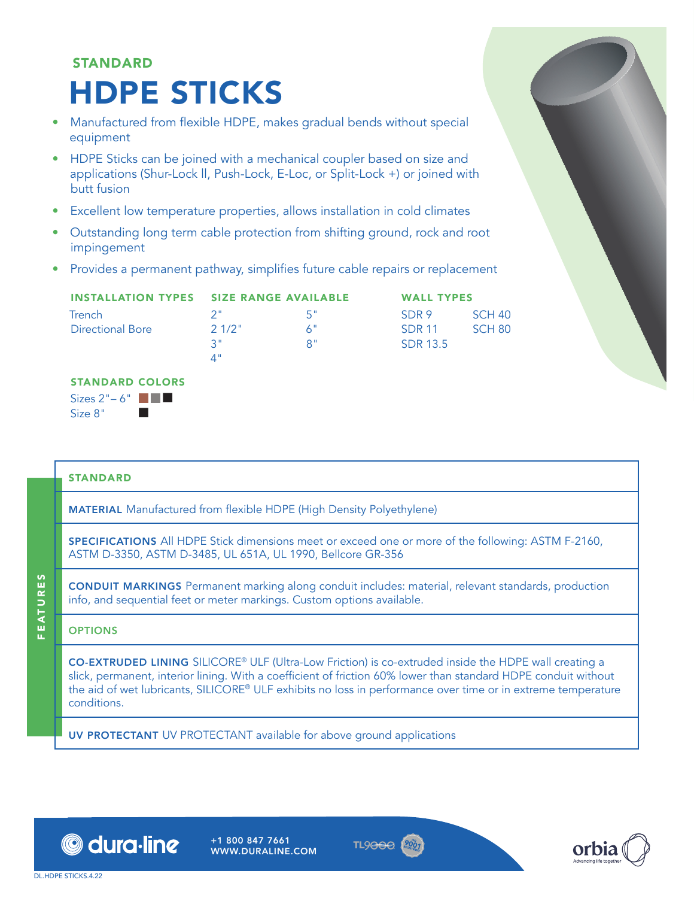STANDARD

# HDPE STICKS

- Manufactured from flexible HDPE, makes gradual bends without special equipment
- HDPE Sticks can be joined with a mechanical coupler based on size and applications (Shur-Lock ll, Push-Lock, E-Loc, or Split-Lock +) or joined with butt fusion
- Excellent low temperature properties, allows installation in cold climates
- Outstanding long term cable protection from shifting ground, rock and root impingement
- Provides a permanent pathway, simplifies future cable repairs or replacement

| INSTALLATION TYPES | SIZE RANGE AVAILABLE | | WALL TYPES | |
|---|---|---|---|---|
| Trench | 2" | 5" | SDR 9 | SCH 40 |
| Directional Bore | 2 1/2" | 6" | SDR 11 | SCH 80 |
| | 3" | 8" | SDR 13.5 | |
| | 4" | | | |

**STANDARD COLORS**

Sizes 2"– 6" ■■■
Size 8" ■

## FEATURES

### STANDARD

**MATERIAL** Manufactured from flexible HDPE (High Density Polyethylene)

**SPECIFICATIONS** All HDPE Stick dimensions meet or exceed one or more of the following: ASTM F-2160, ASTM D-3350, ASTM D-3485, UL 651A, UL 1990, Bellcore GR-356

**CONDUIT MARKINGS** Permanent marking along conduit includes: material, relevant standards, production info, and sequential feet or meter markings. Custom options available.

### OPTIONS

**CO-EXTRUDED LINING** SILICORE® ULF (Ultra-Low Friction) is co-extruded inside the HDPE wall creating a slick, permanent, interior lining. With a coefficient of friction 60% lower than standard HDPE conduit without the aid of wet lubricants, SILICORE® ULF exhibits no loss in performance over time or in extreme temperature conditions.

**UV PROTECTANT** UV PROTECTANT available for above ground applications

dura·line +1 800 847 7661 WWW.DURALINE.COM

TL9000 ISO 9001

orbia Advancing life together

DL.HDPE STICKS.4.22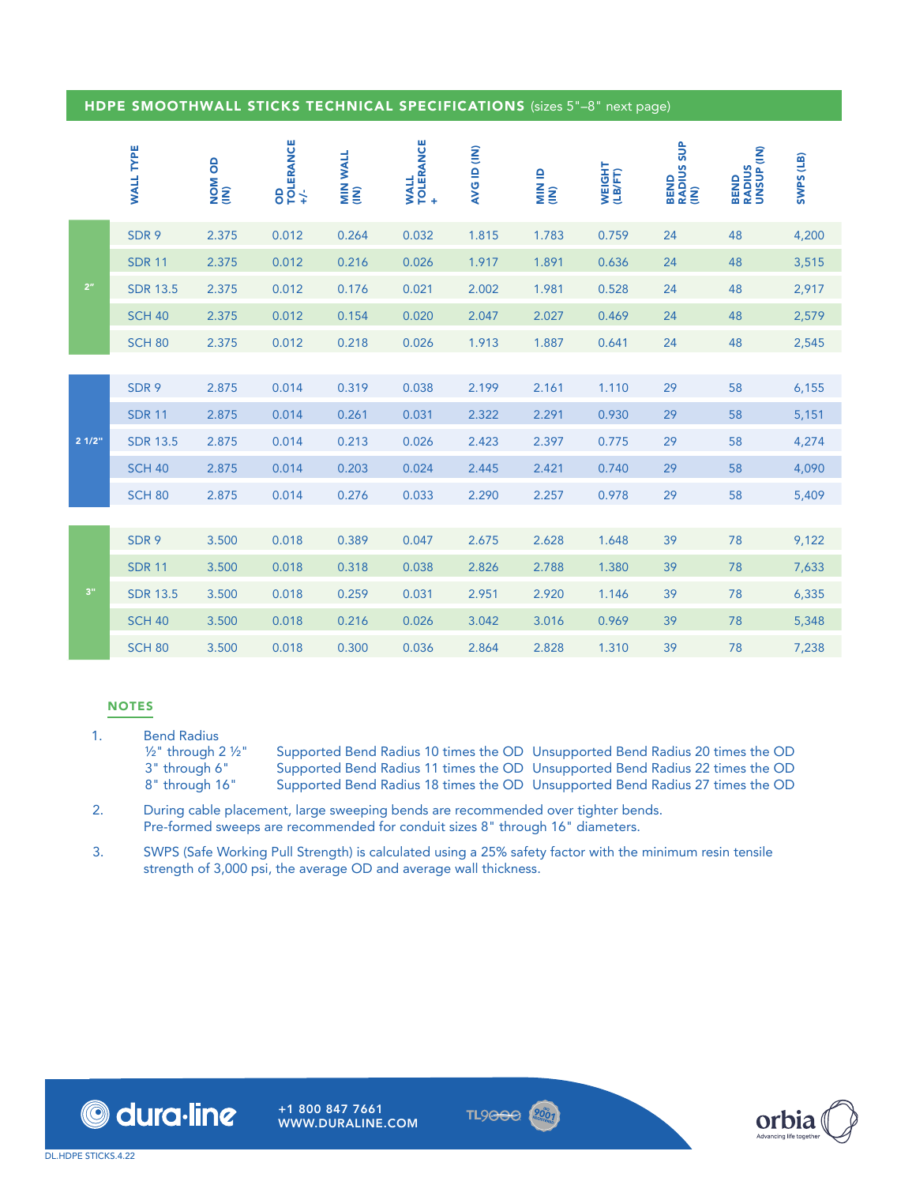## HDPE SMOOTHWALL STICKS TECHNICAL SPECIFICATIONS (sizes 5"–8" next page)

| | WALL TYPE | NOM OD (IN) | OD TOLERANCE +/- | MIN WALL (IN) | WALL TOLERANCE + | AVG ID (IN) | MIN ID (IN) | WEIGHT (LB/FT) | BEND RADIUS SUP (IN) | BEND RADIUS UNSUP (IN) | SWPS (LB) |
|---|---|---|---|---|---|---|---|---|---|---|---|
| 2" | SDR 9 | 2.375 | 0.012 | 0.264 | 0.032 | 1.815 | 1.783 | 0.759 | 24 | 48 | 4,200 |
| | SDR 11 | 2.375 | 0.012 | 0.216 | 0.026 | 1.917 | 1.891 | 0.636 | 24 | 48 | 3,515 |
| | SDR 13.5 | 2.375 | 0.012 | 0.176 | 0.021 | 2.002 | 1.981 | 0.528 | 24 | 48 | 2,917 |
| | SCH 40 | 2.375 | 0.012 | 0.154 | 0.020 | 2.047 | 2.027 | 0.469 | 24 | 48 | 2,579 |
| | SCH 80 | 2.375 | 0.012 | 0.218 | 0.026 | 1.913 | 1.887 | 0.641 | 24 | 48 | 2,545 |
| 2 1/2" | SDR 9 | 2.875 | 0.014 | 0.319 | 0.038 | 2.199 | 2.161 | 1.110 | 29 | 58 | 6,155 |
| | SDR 11 | 2.875 | 0.014 | 0.261 | 0.031 | 2.322 | 2.291 | 0.930 | 29 | 58 | 5,151 |
| | SDR 13.5 | 2.875 | 0.014 | 0.213 | 0.026 | 2.423 | 2.397 | 0.775 | 29 | 58 | 4,274 |
| | SCH 40 | 2.875 | 0.014 | 0.203 | 0.024 | 2.445 | 2.421 | 0.740 | 29 | 58 | 4,090 |
| | SCH 80 | 2.875 | 0.014 | 0.276 | 0.033 | 2.290 | 2.257 | 0.978 | 29 | 58 | 5,409 |
| 3" | SDR 9 | 3.500 | 0.018 | 0.389 | 0.047 | 2.675 | 2.628 | 1.648 | 39 | 78 | 9,122 |
| | SDR 11 | 3.500 | 0.018 | 0.318 | 0.038 | 2.826 | 2.788 | 1.380 | 39 | 78 | 7,633 |
| | SDR 13.5 | 3.500 | 0.018 | 0.259 | 0.031 | 2.951 | 2.920 | 1.146 | 39 | 78 | 6,335 |
| | SCH 40 | 3.500 | 0.018 | 0.216 | 0.026 | 3.042 | 3.016 | 0.969 | 39 | 78 | 5,348 |
| | SCH 80 | 3.500 | 0.018 | 0.300 | 0.036 | 2.864 | 2.828 | 1.310 | 39 | 78 | 7,238 |

### NOTES

1. Bend Radius

| | | |
|---|---|---|
| ½" through 2 ½" | Supported Bend Radius 10 times the OD | Unsupported Bend Radius 20 times the OD |
| 3" through 6" | Supported Bend Radius 11 times the OD | Unsupported Bend Radius 22 times the OD |
| 8" through 16" | Supported Bend Radius 18 times the OD | Unsupported Bend Radius 27 times the OD |

2. During cable placement, large sweeping bends are recommended over tighter bends. Pre-formed sweeps are recommended for conduit sizes 8" through 16" diameters.

3. SWPS (Safe Working Pull Strength) is calculated using a 25% safety factor with the minimum resin tensile strength of 3,000 psi, the average OD and average wall thickness.

dura·line
+1 800 847 7661
WWW.DURALINE.COM

TL9000

orbia Advancing life together

DL.HDPE STICKS.4.22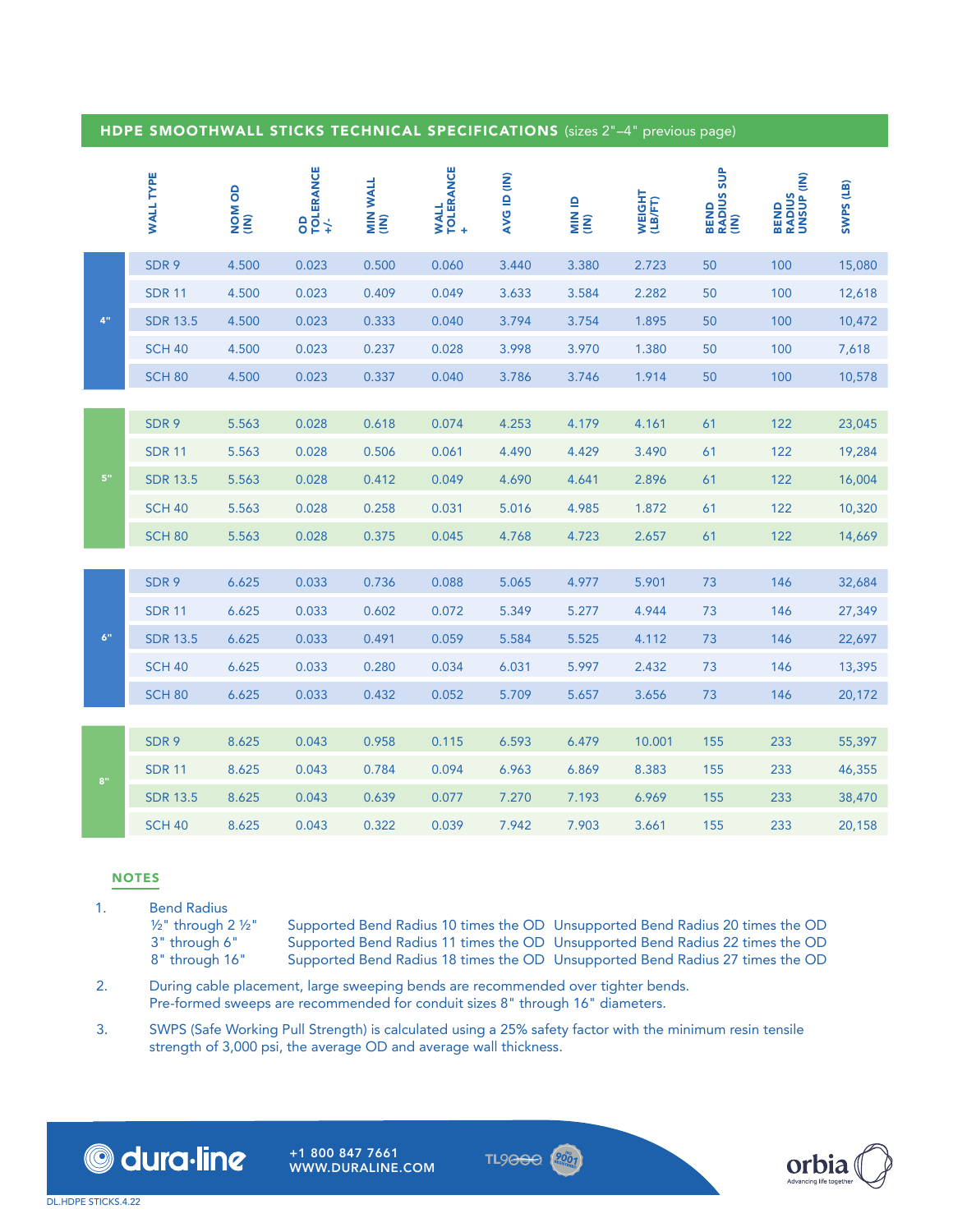## HDPE SMOOTHWALL STICKS TECHNICAL SPECIFICATIONS (sizes 2"–4" previous page)

| | WALL TYPE | NOM OD (IN) | OD TOLERANCE +/- | MIN WALL (IN) | WALL TOLERANCE + | AVG ID (IN) | MIN ID (IN) | WEIGHT (LB/FT) | BEND RADIUS SUP (IN) | BEND RADIUS UNSUP (IN) | SWPS (LB) |
|---|---|---|---|---|---|---|---|---|---|---|---|
| 4" | SDR 9 | 4.500 | 0.023 | 0.500 | 0.060 | 3.440 | 3.380 | 2.723 | 50 | 100 | 15,080 |
| | SDR 11 | 4.500 | 0.023 | 0.409 | 0.049 | 3.633 | 3.584 | 2.282 | 50 | 100 | 12,618 |
| | SDR 13.5 | 4.500 | 0.023 | 0.333 | 0.040 | 3.794 | 3.754 | 1.895 | 50 | 100 | 10,472 |
| | SCH 40 | 4.500 | 0.023 | 0.237 | 0.028 | 3.998 | 3.970 | 1.380 | 50 | 100 | 7,618 |
| | SCH 80 | 4.500 | 0.023 | 0.337 | 0.040 | 3.786 | 3.746 | 1.914 | 50 | 100 | 10,578 |
| 5" | SDR 9 | 5.563 | 0.028 | 0.618 | 0.074 | 4.253 | 4.179 | 4.161 | 61 | 122 | 23,045 |
| | SDR 11 | 5.563 | 0.028 | 0.506 | 0.061 | 4.490 | 4.429 | 3.490 | 61 | 122 | 19,284 |
| | SDR 13.5 | 5.563 | 0.028 | 0.412 | 0.049 | 4.690 | 4.641 | 2.896 | 61 | 122 | 16,004 |
| | SCH 40 | 5.563 | 0.028 | 0.258 | 0.031 | 5.016 | 4.985 | 1.872 | 61 | 122 | 10,320 |
| | SCH 80 | 5.563 | 0.028 | 0.375 | 0.045 | 4.768 | 4.723 | 2.657 | 61 | 122 | 14,669 |
| 6" | SDR 9 | 6.625 | 0.033 | 0.736 | 0.088 | 5.065 | 4.977 | 5.901 | 73 | 146 | 32,684 |
| | SDR 11 | 6.625 | 0.033 | 0.602 | 0.072 | 5.349 | 5.277 | 4.944 | 73 | 146 | 27,349 |
| | SDR 13.5 | 6.625 | 0.033 | 0.491 | 0.059 | 5.584 | 5.525 | 4.112 | 73 | 146 | 22,697 |
| | SCH 40 | 6.625 | 0.033 | 0.280 | 0.034 | 6.031 | 5.997 | 2.432 | 73 | 146 | 13,395 |
| | SCH 80 | 6.625 | 0.033 | 0.432 | 0.052 | 5.709 | 5.657 | 3.656 | 73 | 146 | 20,172 |
| 8" | SDR 9 | 8.625 | 0.043 | 0.958 | 0.115 | 6.593 | 6.479 | 10.001 | 155 | 233 | 55,397 |
| | SDR 11 | 8.625 | 0.043 | 0.784 | 0.094 | 6.963 | 6.869 | 8.383 | 155 | 233 | 46,355 |
| | SDR 13.5 | 8.625 | 0.043 | 0.639 | 0.077 | 7.270 | 7.193 | 6.969 | 155 | 233 | 38,470 |
| | SCH 40 | 8.625 | 0.043 | 0.322 | 0.039 | 7.942 | 7.903 | 3.661 | 155 | 233 | 20,158 |

### NOTES

1. Bend Radius
   - ½" through 2 ½" — Supported Bend Radius 10 times the OD  Unsupported Bend Radius 20 times the OD
   - 3" through 6" — Supported Bend Radius 11 times the OD  Unsupported Bend Radius 22 times the OD
   - 8" through 16" — Supported Bend Radius 18 times the OD  Unsupported Bend Radius 27 times the OD
2. During cable placement, large sweeping bends are recommended over tighter bends. Pre-formed sweeps are recommended for conduit sizes 8" through 16" diameters.
3. SWPS (Safe Working Pull Strength) is calculated using a 25% safety factor with the minimum resin tensile strength of 3,000 psi, the average OD and average wall thickness.

dura·line  +1 800 847 7661  WWW.DURALINE.COM  TL9000  ISO 9001  orbia Advancing life together

DL.HDPE STICKS.4.22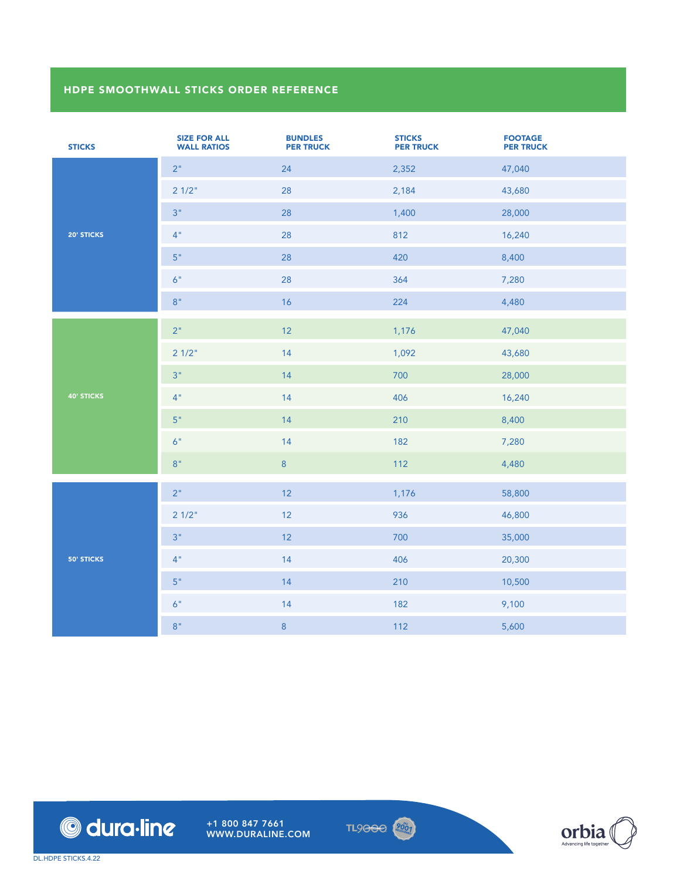## HDPE SMOOTHWALL STICKS ORDER REFERENCE

| STICKS | SIZE FOR ALL WALL RATIOS | BUNDLES PER TRUCK | STICKS PER TRUCK | FOOTAGE PER TRUCK |
|---|---|---|---|---|
| 20' STICKS | 2" | 24 | 2,352 | 47,040 |
| | 2 1/2" | 28 | 2,184 | 43,680 |
| | 3" | 28 | 1,400 | 28,000 |
| | 4" | 28 | 812 | 16,240 |
| | 5" | 28 | 420 | 8,400 |
| | 6" | 28 | 364 | 7,280 |
| | 8" | 16 | 224 | 4,480 |
| 40' STICKS | 2" | 12 | 1,176 | 47,040 |
| | 2 1/2" | 14 | 1,092 | 43,680 |
| | 3" | 14 | 700 | 28,000 |
| | 4" | 14 | 406 | 16,240 |
| | 5" | 14 | 210 | 8,400 |
| | 6" | 14 | 182 | 7,280 |
| | 8" | 8 | 112 | 4,480 |
| 50' STICKS | 2" | 12 | 1,176 | 58,800 |
| | 2 1/2" | 12 | 936 | 46,800 |
| | 3" | 12 | 700 | 35,000 |
| | 4" | 14 | 406 | 20,300 |
| | 5" | 14 | 210 | 10,500 |
| | 6" | 14 | 182 | 9,100 |
| | 8" | 8 | 112 | 5,600 |

dura·line

+1 800 847 7661
WWW.DURALINE.COM

TL9000 ISO 9001 REGISTERED

orbia
Advancing life together

DL.HDPE STICKS.4.22